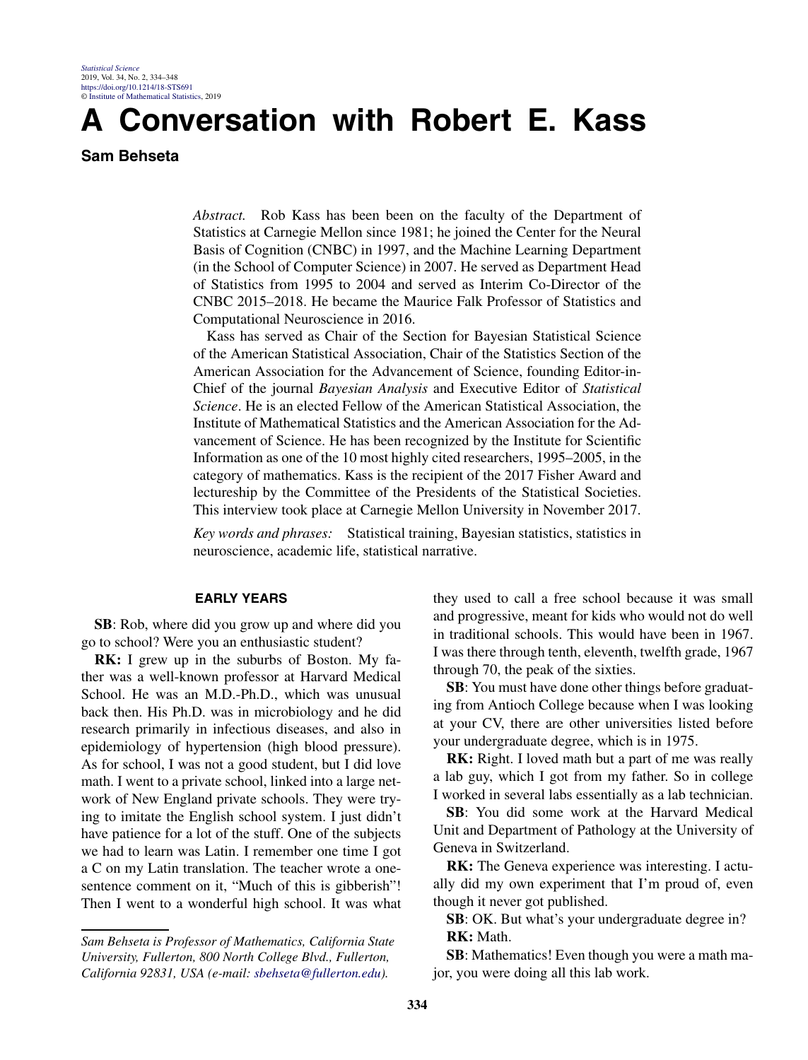# A Conversation with Robert E. Kass

**Sam Behseta**

*Abstract.* Rob Kass has been been on the faculty of the Department of Statistics at Carnegie Mellon since 1981; he joined the Center for the Neural Basis of Cognition (CNBC) in 1997, and the Machine Learning Department (in the School of Computer Science) in 2007. He served as Department Head of Statistics from 1995 to 2004 and served as Interim Co-Director of the CNBC 2015–2018. He became the Maurice Falk Professor of Statistics and Computational Neuroscience in 2016.

Kass has served as Chair of the Section for Bayesian Statistical Science of the American Statistical Association, Chair of the Statistics Section of the American Association for the Advancement of Science, founding Editor-in-Chief of the journal *Bayesian Analysis* and Executive Editor of *Statistical Science*. He is an elected Fellow of the American Statistical Association, the Institute of Mathematical Statistics and the American Association for the Advancement of Science. He has been recognized by the Institute for Scientific Information as one of the 10 most highly cited researchers, 1995–2005, in the category of mathematics. Kass is the recipient of the 2017 Fisher Award and lectureship by the Committee of the Presidents of the Statistical Societies. This interview took place at Carnegie Mellon University in November 2017.

*Key words and phrases:* Statistical training, Bayesian statistics, statistics in neuroscience, academic life, statistical narrative.

## EARLY YEARS

**SB**: Rob, where did you grow up and where did you go to school? Were you an enthusiastic student?

**RK:** I grew up in the suburbs of Boston. My father was a well-known professor at Harvard Medical School. He was an M.D.-Ph.D., which was unusual back then. His Ph.D. was in microbiology and he did research primarily in infectious diseases, and also in epidemiology of hypertension (high blood pressure). As for school, I was not a good student, but I did love math. I went to a private school, linked into a large network of New England private schools. They were trying to imitate the English school system. I just didn't have patience for a lot of the stuff. One of the subjects we had to learn was Latin. I remember one time I got a C on my Latin translation. The teacher wrote a one-sentence comment on it, "Much of this is gibberish"! Then I went to a wonderful high school. It was what they used to call a free school because it was small and progressive, meant for kids who would not do well in traditional schools. This would have been in 1967. I was there through tenth, eleventh, twelfth grade, 1967 through 70, the peak of the sixties.

**SB**: You must have done other things before graduating from Antioch College because when I was looking at your CV, there are other universities listed before your undergraduate degree, which is in 1975.

**RK:** Right. I loved math but a part of me was really a lab guy, which I got from my father. So in college I worked in several labs essentially as a lab technician.

**SB**: You did some work at the Harvard Medical Unit and Department of Pathology at the University of Geneva in Switzerland.

**RK:** The Geneva experience was interesting. I actually did my own experiment that I'm proud of, even though it never got published.

**SB**: OK. But what's your undergraduate degree in?

**RK:** Math.

**SB**: Mathematics! Even though you were a math major, you were doing all this lab work.

*Sam Behseta is Professor of Mathematics, California State University, Fullerton, 800 North College Blvd., Fullerton, California 92831, USA (e-mail: sbehseta@fullerton.edu).*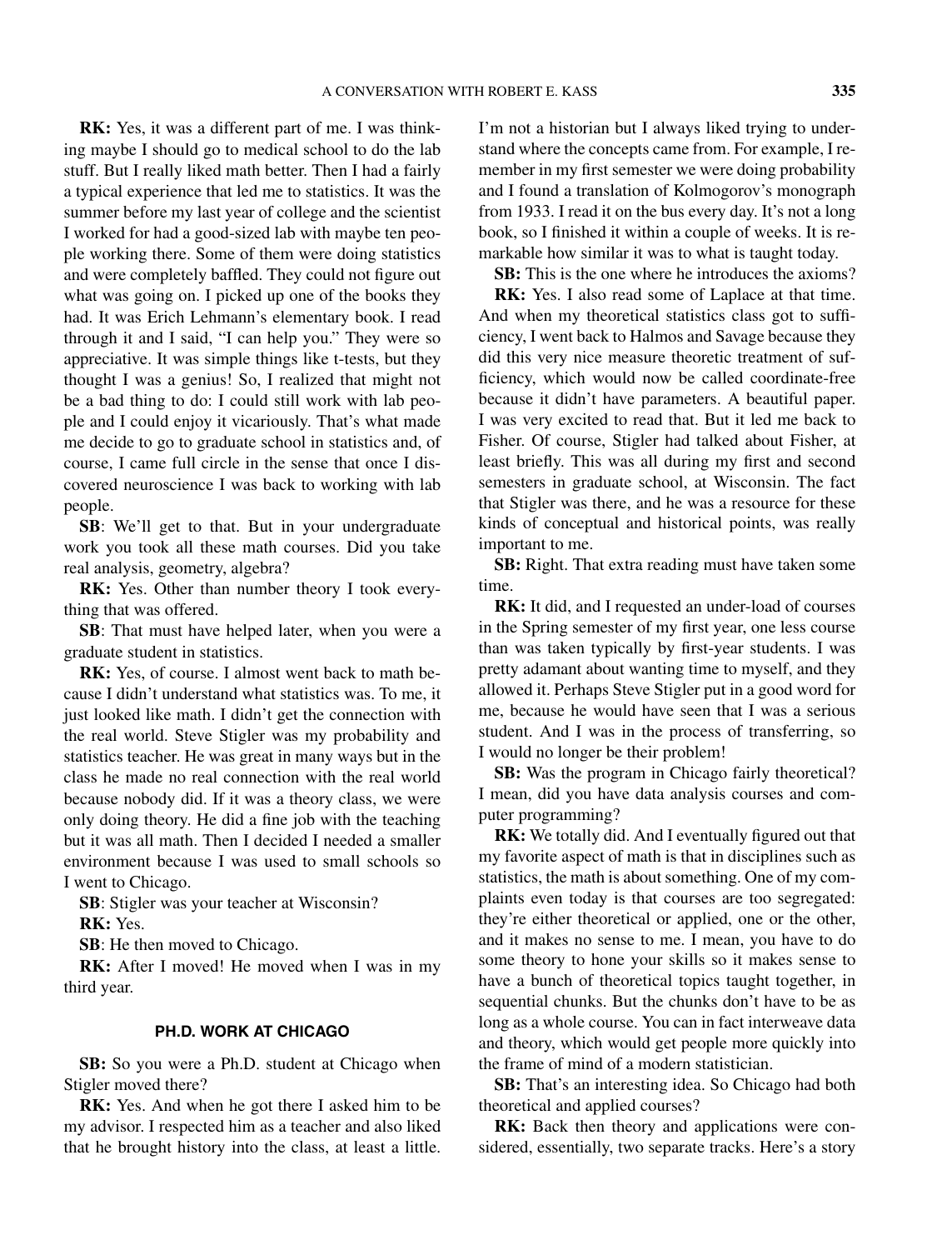**RK:** Yes, it was a different part of me. I was thinking maybe I should go to medical school to do the lab stuff. But I really liked math better. Then I had a fairly a typical experience that led me to statistics. It was the summer before my last year of college and the scientist I worked for had a good-sized lab with maybe ten people working there. Some of them were doing statistics and were completely baffled. They could not figure out what was going on. I picked up one of the books they had. It was Erich Lehmann's elementary book. I read through it and I said, "I can help you." They were so appreciative. It was simple things like t-tests, but they thought I was a genius! So, I realized that might not be a bad thing to do: I could still work with lab people and I could enjoy it vicariously. That's what made me decide to go to graduate school in statistics and, of course, I came full circle in the sense that once I discovered neuroscience I was back to working with lab people.

**SB**: We'll get to that. But in your undergraduate work you took all these math courses. Did you take real analysis, geometry, algebra?

**RK:** Yes. Other than number theory I took everything that was offered.

**SB**: That must have helped later, when you were a graduate student in statistics.

**RK:** Yes, of course. I almost went back to math because I didn't understand what statistics was. To me, it just looked like math. I didn't get the connection with the real world. Steve Stigler was my probability and statistics teacher. He was great in many ways but in the class he made no real connection with the real world because nobody did. If it was a theory class, we were only doing theory. He did a fine job with the teaching but it was all math. Then I decided I needed a smaller environment because I was used to small schools so I went to Chicago.

**SB**: Stigler was your teacher at Wisconsin?

**RK:** Yes.

**SB**: He then moved to Chicago.

**RK:** After I moved! He moved when I was in my third year.

## PH.D. WORK AT CHICAGO

**SB:** So you were a Ph.D. student at Chicago when Stigler moved there?

**RK:** Yes. And when he got there I asked him to be my advisor. I respected him as a teacher and also liked that he brought history into the class, at least a little. I'm not a historian but I always liked trying to understand where the concepts came from. For example, I remember in my first semester we were doing probability and I found a translation of Kolmogorov's monograph from 1933. I read it on the bus every day. It's not a long book, so I finished it within a couple of weeks. It is remarkable how similar it was to what is taught today.

**SB:** This is the one where he introduces the axioms?

**RK:** Yes. I also read some of Laplace at that time. And when my theoretical statistics class got to sufficiency, I went back to Halmos and Savage because they did this very nice measure theoretic treatment of sufficiency, which would now be called coordinate-free because it didn't have parameters. A beautiful paper. I was very excited to read that. But it led me back to Fisher. Of course, Stigler had talked about Fisher, at least briefly. This was all during my first and second semesters in graduate school, at Wisconsin. The fact that Stigler was there, and he was a resource for these kinds of conceptual and historical points, was really important to me.

**SB:** Right. That extra reading must have taken some time.

**RK:** It did, and I requested an under-load of courses in the Spring semester of my first year, one less course than was taken typically by first-year students. I was pretty adamant about wanting time to myself, and they allowed it. Perhaps Steve Stigler put in a good word for me, because he would have seen that I was a serious student. And I was in the process of transferring, so I would no longer be their problem!

**SB:** Was the program in Chicago fairly theoretical? I mean, did you have data analysis courses and computer programming?

**RK:** We totally did. And I eventually figured out that my favorite aspect of math is that in disciplines such as statistics, the math is about something. One of my complaints even today is that courses are too segregated: they're either theoretical or applied, one or the other, and it makes no sense to me. I mean, you have to do some theory to hone your skills so it makes sense to have a bunch of theoretical topics taught together, in sequential chunks. But the chunks don't have to be as long as a whole course. You can in fact interweave data and theory, which would get people more quickly into the frame of mind of a modern statistician.

**SB:** That's an interesting idea. So Chicago had both theoretical and applied courses?

**RK:** Back then theory and applications were considered, essentially, two separate tracks. Here's a story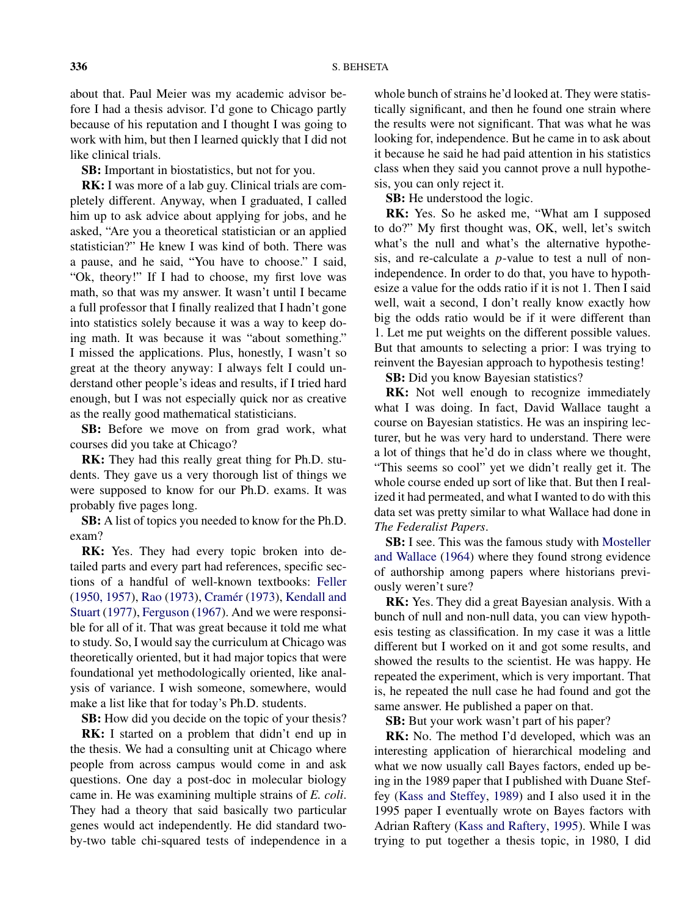about that. Paul Meier was my academic advisor before I had a thesis advisor. I'd gone to Chicago partly because of his reputation and I thought I was going to work with him, but then I learned quickly that I did not like clinical trials.

**SB:** Important in biostatistics, but not for you.

**RK:** I was more of a lab guy. Clinical trials are completely different. Anyway, when I graduated, I called him up to ask advice about applying for jobs, and he asked, "Are you a theoretical statistician or an applied statistician?" He knew I was kind of both. There was a pause, and he said, "You have to choose." I said, "Ok, theory!" If I had to choose, my first love was math, so that was my answer. It wasn't until I became a full professor that I finally realized that I hadn't gone into statistics solely because it was a way to keep doing math. It was because it was "about something." I missed the applications. Plus, honestly, I wasn't so great at the theory anyway: I always felt I could understand other people's ideas and results, if I tried hard enough, but I was not especially quick nor as creative as the really good mathematical statisticians.

**SB:** Before we move on from grad work, what courses did you take at Chicago?

**RK:** They had this really great thing for Ph.D. students. They gave us a very thorough list of things we were supposed to know for our Ph.D. exams. It was probably five pages long.

**SB:** A list of topics you needed to know for the Ph.D. exam?

**RK:** Yes. They had every topic broken into detailed parts and every part had references, specific sections of a handful of well-known textbooks: Feller (1950, 1957), Rao (1973), Cramér (1973), Kendall and Stuart (1977), Ferguson (1967). And we were responsible for all of it. That was great because it told me what to study. So, I would say the curriculum at Chicago was theoretically oriented, but it had major topics that were foundational yet methodologically oriented, like analysis of variance. I wish someone, somewhere, would make a list like that for today's Ph.D. students.

**SB:** How did you decide on the topic of your thesis?

**RK:** I started on a problem that didn't end up in the thesis. We had a consulting unit at Chicago where people from across campus would come in and ask questions. One day a post-doc in molecular biology came in. He was examining multiple strains of *E. coli*. They had a theory that said basically two particular genes would act independently. He did standard two-by-two table chi-squared tests of independence in a whole bunch of strains he'd looked at. They were statistically significant, and then he found one strain where the results were not significant. That was what he was looking for, independence. But he came in to ask about it because he said he had paid attention in his statistics class when they said you cannot prove a null hypothesis, you can only reject it.

**SB:** He understood the logic.

**RK:** Yes. So he asked me, "What am I supposed to do?" My first thought was, OK, well, let's switch what's the null and what's the alternative hypothesis, and re-calculate a $p$-value to test a null of non-independence. In order to do that, you have to hypothesize a value for the odds ratio if it is not 1. Then I said well, wait a second, I don't really know exactly how big the odds ratio would be if it were different than 1. Let me put weights on the different possible values. But that amounts to selecting a prior: I was trying to reinvent the Bayesian approach to hypothesis testing!

**SB:** Did you know Bayesian statistics?

**RK:** Not well enough to recognize immediately what I was doing. In fact, David Wallace taught a course on Bayesian statistics. He was an inspiring lecturer, but he was very hard to understand. There were a lot of things that he'd do in class where we thought, "This seems so cool" yet we didn't really get it. The whole course ended up sort of like that. But then I realized it had permeated, and what I wanted to do with this data set was pretty similar to what Wallace had done in *The Federalist Papers*.

**SB:** I see. This was the famous study with Mosteller and Wallace (1964) where they found strong evidence of authorship among papers where historians previously weren't sure?

**RK:** Yes. They did a great Bayesian analysis. With a bunch of null and non-null data, you can view hypothesis testing as classification. In my case it was a little different but I worked on it and got some results, and showed the results to the scientist. He was happy. He repeated the experiment, which is very important. That is, he repeated the null case he had found and got the same answer. He published a paper on that.

**SB:** But your work wasn't part of his paper?

**RK:** No. The method I'd developed, which was an interesting application of hierarchical modeling and what we now usually call Bayes factors, ended up being in the 1989 paper that I published with Duane Steffey (Kass and Steffey, 1989) and I also used it in the 1995 paper I eventually wrote on Bayes factors with Adrian Raftery (Kass and Raftery, 1995). While I was trying to put together a thesis topic, in 1980, I did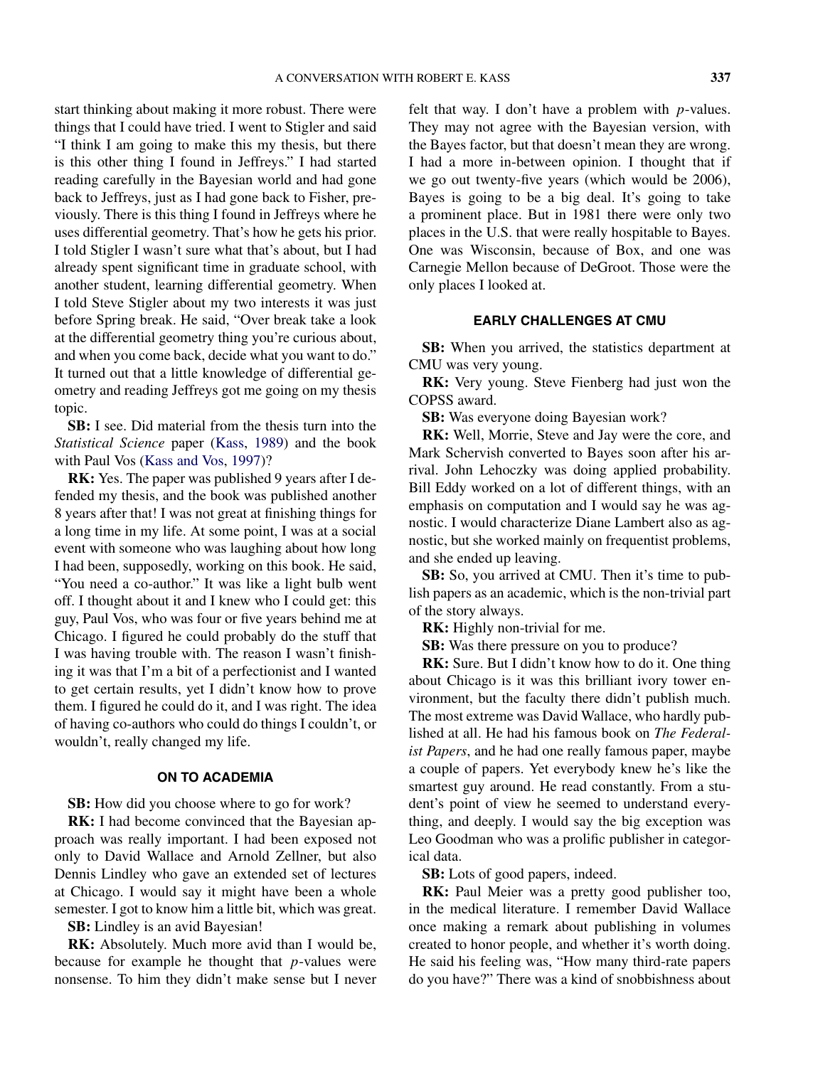start thinking about making it more robust. There were things that I could have tried. I went to Stigler and said "I think I am going to make this my thesis, but there is this other thing I found in Jeffreys." I had started reading carefully in the Bayesian world and had gone back to Jeffreys, just as I had gone back to Fisher, previously. There is this thing I found in Jeffreys where he uses differential geometry. That's how he gets his prior. I told Stigler I wasn't sure what that's about, but I had already spent significant time in graduate school, with another student, learning differential geometry. When I told Steve Stigler about my two interests it was just before Spring break. He said, "Over break take a look at the differential geometry thing you're curious about, and when you come back, decide what you want to do." It turned out that a little knowledge of differential geometry and reading Jeffreys got me going on my thesis topic.

**SB:** I see. Did material from the thesis turn into the *Statistical Science* paper (Kass, 1989) and the book with Paul Vos (Kass and Vos, 1997)?

**RK:** Yes. The paper was published 9 years after I defended my thesis, and the book was published another 8 years after that! I was not great at finishing things for a long time in my life. At some point, I was at a social event with someone who was laughing about how long I had been, supposedly, working on this book. He said, "You need a co-author." It was like a light bulb went off. I thought about it and I knew who I could get: this guy, Paul Vos, who was four or five years behind me at Chicago. I figured he could probably do the stuff that I was having trouble with. The reason I wasn't finishing it was that I'm a bit of a perfectionist and I wanted to get certain results, yet I didn't know how to prove them. I figured he could do it, and I was right. The idea of having co-authors who could do things I couldn't, or wouldn't, really changed my life.

## ON TO ACADEMIA

**SB:** How did you choose where to go for work?

**RK:** I had become convinced that the Bayesian approach was really important. I had been exposed not only to David Wallace and Arnold Zellner, but also Dennis Lindley who gave an extended set of lectures at Chicago. I would say it might have been a whole semester. I got to know him a little bit, which was great.

**SB:** Lindley is an avid Bayesian!

**RK:** Absolutely. Much more avid than I would be, because for example he thought that $p$-values were nonsense. To him they didn't make sense but I never felt that way. I don't have a problem with $p$-values. They may not agree with the Bayesian version, with the Bayes factor, but that doesn't mean they are wrong. I had a more in-between opinion. I thought that if we go out twenty-five years (which would be 2006), Bayes is going to be a big deal. It's going to take a prominent place. But in 1981 there were only two places in the U.S. that were really hospitable to Bayes. One was Wisconsin, because of Box, and one was Carnegie Mellon because of DeGroot. Those were the only places I looked at.

## EARLY CHALLENGES AT CMU

**SB:** When you arrived, the statistics department at CMU was very young.

**RK:** Very young. Steve Fienberg had just won the COPSS award.

**SB:** Was everyone doing Bayesian work?

**RK:** Well, Morrie, Steve and Jay were the core, and Mark Schervish converted to Bayes soon after his arrival. John Lehoczky was doing applied probability. Bill Eddy worked on a lot of different things, with an emphasis on computation and I would say he was agnostic. I would characterize Diane Lambert also as agnostic, but she worked mainly on frequentist problems, and she ended up leaving.

**SB:** So, you arrived at CMU. Then it's time to publish papers as an academic, which is the non-trivial part of the story always.

**RK:** Highly non-trivial for me.

**SB:** Was there pressure on you to produce?

**RK:** Sure. But I didn't know how to do it. One thing about Chicago is it was this brilliant ivory tower environment, but the faculty there didn't publish much. The most extreme was David Wallace, who hardly published at all. He had his famous book on *The Federalist Papers*, and he had one really famous paper, maybe a couple of papers. Yet everybody knew he's like the smartest guy around. He read constantly. From a student's point of view he seemed to understand everything, and deeply. I would say the big exception was Leo Goodman who was a prolific publisher in categorical data.

**SB:** Lots of good papers, indeed.

**RK:** Paul Meier was a pretty good publisher too, in the medical literature. I remember David Wallace once making a remark about publishing in volumes created to honor people, and whether it's worth doing. He said his feeling was, "How many third-rate papers do you have?" There was a kind of snobbishness about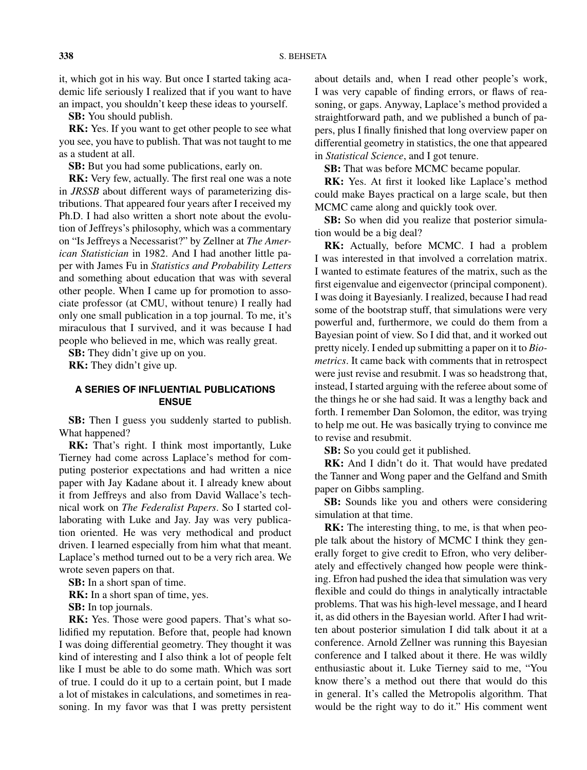it, which got in his way. But once I started taking academic life seriously I realized that if you want to have an impact, you shouldn't keep these ideas to yourself.

**SB:** You should publish.

**RK:** Yes. If you want to get other people to see what you see, you have to publish. That was not taught to me as a student at all.

**SB:** But you had some publications, early on.

**RK:** Very few, actually. The first real one was a note in *JRSSB* about different ways of parameterizing distributions. That appeared four years after I received my Ph.D. I had also written a short note about the evolution of Jeffreys's philosophy, which was a commentary on "Is Jeffreys a Necessarist?" by Zellner at *The American Statistician* in 1982. And I had another little paper with James Fu in *Statistics and Probability Letters* and something about education that was with several other people. When I came up for promotion to associate professor (at CMU, without tenure) I really had only one small publication in a top journal. To me, it's miraculous that I survived, and it was because I had people who believed in me, which was really great.

**SB:** They didn't give up on you.

**RK:** They didn't give up.

## A SERIES OF INFLUENTIAL PUBLICATIONS ENSUE

**SB:** Then I guess you suddenly started to publish. What happened?

**RK:** That's right. I think most importantly, Luke Tierney had come across Laplace's method for computing posterior expectations and had written a nice paper with Jay Kadane about it. I already knew about it from Jeffreys and also from David Wallace's technical work on *The Federalist Papers*. So I started collaborating with Luke and Jay. Jay was very publication oriented. He was very methodical and product driven. I learned especially from him what that meant. Laplace's method turned out to be a very rich area. We wrote seven papers on that.

**SB:** In a short span of time.

**RK:** In a short span of time, yes.

**SB:** In top journals.

**RK:** Yes. Those were good papers. That's what solidified my reputation. Before that, people had known I was doing differential geometry. They thought it was kind of interesting and I also think a lot of people felt like I must be able to do some math. Which was sort of true. I could do it up to a certain point, but I made a lot of mistakes in calculations, and sometimes in reasoning. In my favor was that I was pretty persistent about details and, when I read other people's work, I was very capable of finding errors, or flaws of reasoning, or gaps. Anyway, Laplace's method provided a straightforward path, and we published a bunch of papers, plus I finally finished that long overview paper on differential geometry in statistics, the one that appeared in *Statistical Science*, and I got tenure.

**SB:** That was before MCMC became popular.

**RK:** Yes. At first it looked like Laplace's method could make Bayes practical on a large scale, but then MCMC came along and quickly took over.

**SB:** So when did you realize that posterior simulation would be a big deal?

**RK:** Actually, before MCMC. I had a problem I was interested in that involved a correlation matrix. I wanted to estimate features of the matrix, such as the first eigenvalue and eigenvector (principal component). I was doing it Bayesianly. I realized, because I had read some of the bootstrap stuff, that simulations were very powerful and, furthermore, we could do them from a Bayesian point of view. So I did that, and it worked out pretty nicely. I ended up submitting a paper on it to *Biometrics*. It came back with comments that in retrospect were just revise and resubmit. I was so headstrong that, instead, I started arguing with the referee about some of the things he or she had said. It was a lengthy back and forth. I remember Dan Solomon, the editor, was trying to help me out. He was basically trying to convince me to revise and resubmit.

**SB:** So you could get it published.

**RK:** And I didn't do it. That would have predated the Tanner and Wong paper and the Gelfand and Smith paper on Gibbs sampling.

**SB:** Sounds like you and others were considering simulation at that time.

**RK:** The interesting thing, to me, is that when people talk about the history of MCMC I think they generally forget to give credit to Efron, who very deliberately and effectively changed how people were thinking. Efron had pushed the idea that simulation was very flexible and could do things in analytically intractable problems. That was his high-level message, and I heard it, as did others in the Bayesian world. After I had written about posterior simulation I did talk about it at a conference. Arnold Zellner was running this Bayesian conference and I talked about it there. He was wildly enthusiastic about it. Luke Tierney said to me, "You know there's a method out there that would do this in general. It's called the Metropolis algorithm. That would be the right way to do it." His comment went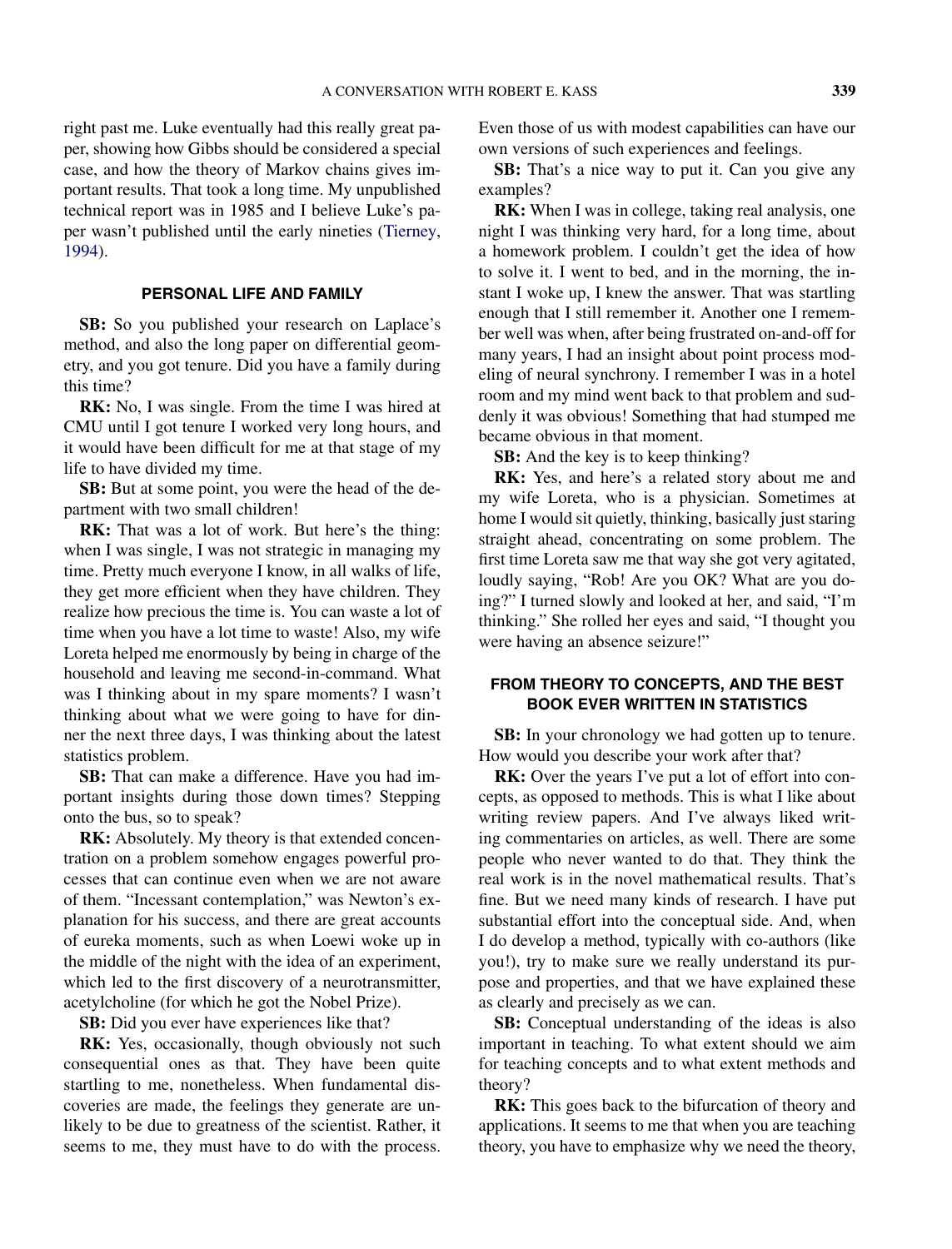right past me. Luke eventually had this really great paper, showing how Gibbs should be considered a special case, and how the theory of Markov chains gives important results. That took a long time. My unpublished technical report was in 1985 and I believe Luke's paper wasn't published until the early nineties (Tierney, 1994).

## PERSONAL LIFE AND FAMILY

**SB:** So you published your research on Laplace's method, and also the long paper on differential geometry, and you got tenure. Did you have a family during this time?

**RK:** No, I was single. From the time I was hired at CMU until I got tenure I worked very long hours, and it would have been difficult for me at that stage of my life to have divided my time.

**SB:** But at some point, you were the head of the department with two small children!

**RK:** That was a lot of work. But here's the thing: when I was single, I was not strategic in managing my time. Pretty much everyone I know, in all walks of life, they get more efficient when they have children. They realize how precious the time is. You can waste a lot of time when you have a lot time to waste! Also, my wife Loreta helped me enormously by being in charge of the household and leaving me second-in-command. What was I thinking about in my spare moments? I wasn't thinking about what we were going to have for dinner the next three days, I was thinking about the latest statistics problem.

**SB:** That can make a difference. Have you had important insights during those down times? Stepping onto the bus, so to speak?

**RK:** Absolutely. My theory is that extended concentration on a problem somehow engages powerful processes that can continue even when we are not aware of them. "Incessant contemplation," was Newton's explanation for his success, and there are great accounts of eureka moments, such as when Loewi woke up in the middle of the night with the idea of an experiment, which led to the first discovery of a neurotransmitter, acetylcholine (for which he got the Nobel Prize).

**SB:** Did you ever have experiences like that?

**RK:** Yes, occasionally, though obviously not such consequential ones as that. They have been quite startling to me, nonetheless. When fundamental discoveries are made, the feelings they generate are unlikely to be due to greatness of the scientist. Rather, it seems to me, they must have to do with the process. Even those of us with modest capabilities can have our own versions of such experiences and feelings.

**SB:** That's a nice way to put it. Can you give any examples?

**RK:** When I was in college, taking real analysis, one night I was thinking very hard, for a long time, about a homework problem. I couldn't get the idea of how to solve it. I went to bed, and in the morning, the instant I woke up, I knew the answer. That was startling enough that I still remember it. Another one I remember well was when, after being frustrated on-and-off for many years, I had an insight about point process modeling of neural synchrony. I remember I was in a hotel room and my mind went back to that problem and suddenly it was obvious! Something that had stumped me became obvious in that moment.

**SB:** And the key is to keep thinking?

**RK:** Yes, and here's a related story about me and my wife Loreta, who is a physician. Sometimes at home I would sit quietly, thinking, basically just staring straight ahead, concentrating on some problem. The first time Loreta saw me that way she got very agitated, loudly saying, "Rob! Are you OK? What are you doing?" I turned slowly and looked at her, and said, "I'm thinking." She rolled her eyes and said, "I thought you were having an absence seizure!"

## FROM THEORY TO CONCEPTS, AND THE BEST BOOK EVER WRITTEN IN STATISTICS

**SB:** In your chronology we had gotten up to tenure. How would you describe your work after that?

**RK:** Over the years I've put a lot of effort into concepts, as opposed to methods. This is what I like about writing review papers. And I've always liked writing commentaries on articles, as well. There are some people who never wanted to do that. They think the real work is in the novel mathematical results. That's fine. But we need many kinds of research. I have put substantial effort into the conceptual side. And, when I do develop a method, typically with co-authors (like you!), try to make sure we really understand its purpose and properties, and that we have explained these as clearly and precisely as we can.

**SB:** Conceptual understanding of the ideas is also important in teaching. To what extent should we aim for teaching concepts and to what extent methods and theory?

**RK:** This goes back to the bifurcation of theory and applications. It seems to me that when you are teaching theory, you have to emphasize why we need the theory,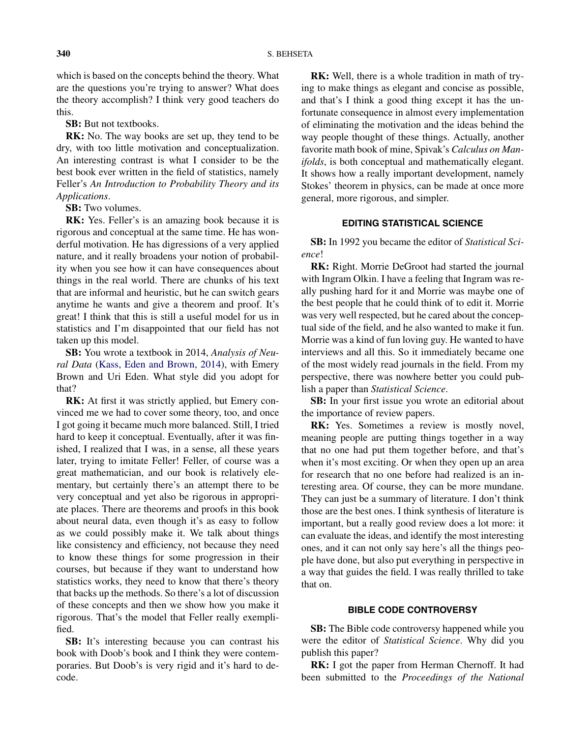which is based on the concepts behind the theory. What are the questions you're trying to answer? What does the theory accomplish? I think very good teachers do this.

**SB:** But not textbooks.

**RK:** No. The way books are set up, they tend to be dry, with too little motivation and conceptualization. An interesting contrast is what I consider to be the best book ever written in the field of statistics, namely Feller's *An Introduction to Probability Theory and its Applications*.

**SB:** Two volumes.

**RK:** Yes. Feller's is an amazing book because it is rigorous and conceptual at the same time. He has wonderful motivation. He has digressions of a very applied nature, and it really broadens your notion of probability when you see how it can have consequences about things in the real world. There are chunks of his text that are informal and heuristic, but he can switch gears anytime he wants and give a theorem and proof. It's great! I think that this is still a useful model for us in statistics and I'm disappointed that our field has not taken up this model.

**SB:** You wrote a textbook in 2014, *Analysis of Neural Data* (Kass, Eden and Brown, 2014), with Emery Brown and Uri Eden. What style did you adopt for that?

**RK:** At first it was strictly applied, but Emery convinced me we had to cover some theory, too, and once I got going it became much more balanced. Still, I tried hard to keep it conceptual. Eventually, after it was finished, I realized that I was, in a sense, all these years later, trying to imitate Feller! Feller, of course was a great mathematician, and our book is relatively elementary, but certainly there's an attempt there to be very conceptual and yet also be rigorous in appropriate places. There are theorems and proofs in this book about neural data, even though it's as easy to follow as we could possibly make it. We talk about things like consistency and efficiency, not because they need to know these things for some progression in their courses, but because if they want to understand how statistics works, they need to know that there's theory that backs up the methods. So there's a lot of discussion of these concepts and then we show how you make it rigorous. That's the model that Feller really exemplified.

**SB:** It's interesting because you can contrast his book with Doob's book and I think they were contemporaries. But Doob's is very rigid and it's hard to decode.

**RK:** Well, there is a whole tradition in math of trying to make things as elegant and concise as possible, and that's I think a good thing except it has the unfortunate consequence in almost every implementation of eliminating the motivation and the ideas behind the way people thought of these things. Actually, another favorite math book of mine, Spivak's *Calculus on Manifolds*, is both conceptual and mathematically elegant. It shows how a really important development, namely Stokes' theorem in physics, can be made at once more general, more rigorous, and simpler.

## EDITING STATISTICAL SCIENCE

**SB:** In 1992 you became the editor of *Statistical Science*!

**RK:** Right. Morrie DeGroot had started the journal with Ingram Olkin. I have a feeling that Ingram was really pushing hard for it and Morrie was maybe one of the best people that he could think of to edit it. Morrie was very well respected, but he cared about the conceptual side of the field, and he also wanted to make it fun. Morrie was a kind of fun loving guy. He wanted to have interviews and all this. So it immediately became one of the most widely read journals in the field. From my perspective, there was nowhere better you could publish a paper than *Statistical Science*.

**SB:** In your first issue you wrote an editorial about the importance of review papers.

**RK:** Yes. Sometimes a review is mostly novel, meaning people are putting things together in a way that no one had put them together before, and that's when it's most exciting. Or when they open up an area for research that no one before had realized is an interesting area. Of course, they can be more mundane. They can just be a summary of literature. I don't think those are the best ones. I think synthesis of literature is important, but a really good review does a lot more: it can evaluate the ideas, and identify the most interesting ones, and it can not only say here's all the things people have done, but also put everything in perspective in a way that guides the field. I was really thrilled to take that on.

## BIBLE CODE CONTROVERSY

**SB:** The Bible code controversy happened while you were the editor of *Statistical Science*. Why did you publish this paper?

**RK:** I got the paper from Herman Chernoff. It had been submitted to the *Proceedings of the National*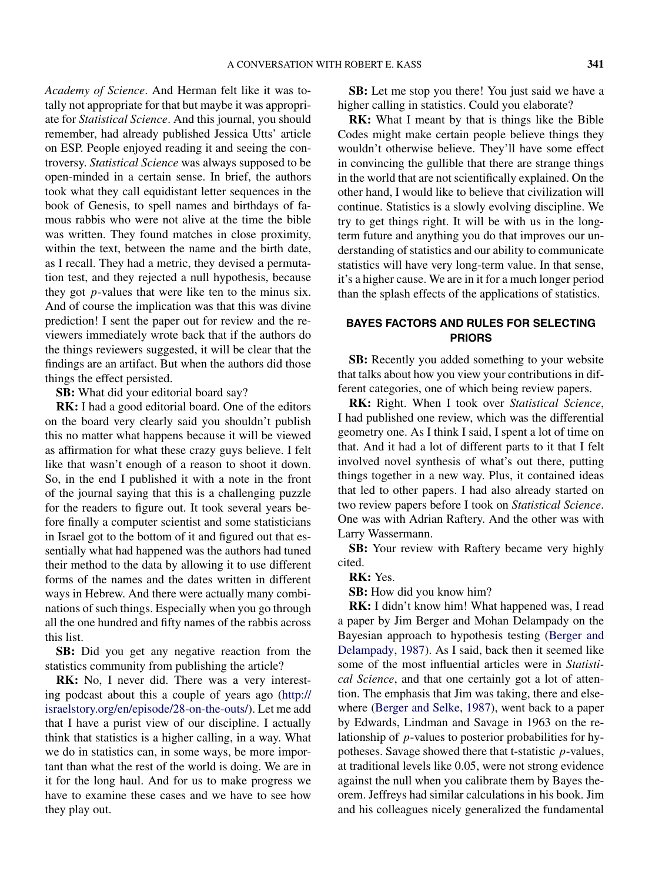*Academy of Science*. And Herman felt like it was totally not appropriate for that but maybe it was appropriate for *Statistical Science*. And this journal, you should remember, had already published Jessica Utts' article on ESP. People enjoyed reading it and seeing the controversy. *Statistical Science* was always supposed to be open-minded in a certain sense. In brief, the authors took what they call equidistant letter sequences in the book of Genesis, to spell names and birthdays of famous rabbis who were not alive at the time the bible was written. They found matches in close proximity, within the text, between the name and the birth date, as I recall. They had a metric, they devised a permutation test, and they rejected a null hypothesis, because they got $p$-values that were like ten to the minus six. And of course the implication was that this was divine prediction! I sent the paper out for review and the reviewers immediately wrote back that if the authors do the things reviewers suggested, it will be clear that the findings are an artifact. But when the authors did those things the effect persisted.

**SB:** What did your editorial board say?

**RK:** I had a good editorial board. One of the editors on the board very clearly said you shouldn't publish this no matter what happens because it will be viewed as affirmation for what these crazy guys believe. I felt like that wasn't enough of a reason to shoot it down. So, in the end I published it with a note in the front of the journal saying that this is a challenging puzzle for the readers to figure out. It took several years before finally a computer scientist and some statisticians in Israel got to the bottom of it and figured out that essentially what had happened was the authors had tuned their method to the data by allowing it to use different forms of the names and the dates written in different ways in Hebrew. And there were actually many combinations of such things. Especially when you go through all the one hundred and fifty names of the rabbis across this list.

**SB:** Did you get any negative reaction from the statistics community from publishing the article?

**RK:** No, I never did. There was a very interesting podcast about this a couple of years ago (http://israelstory.org/en/episode/28-on-the-outs/). Let me add that I have a purist view of our discipline. I actually think that statistics is a higher calling, in a way. What we do in statistics can, in some ways, be more important than what the rest of the world is doing. We are in it for the long haul. And for us to make progress we have to examine these cases and we have to see how they play out.

**SB:** Let me stop you there! You just said we have a higher calling in statistics. Could you elaborate?

**RK:** What I meant by that is things like the Bible Codes might make certain people believe things they wouldn't otherwise believe. They'll have some effect in convincing the gullible that there are strange things in the world that are not scientifically explained. On the other hand, I would like to believe that civilization will continue. Statistics is a slowly evolving discipline. We try to get things right. It will be with us in the long-term future and anything you do that improves our understanding of statistics and our ability to communicate statistics will have very long-term value. In that sense, it's a higher cause. We are in it for a much longer period than the splash effects of the applications of statistics.

## BAYES FACTORS AND RULES FOR SELECTING PRIORS

**SB:** Recently you added something to your website that talks about how you view your contributions in different categories, one of which being review papers.

**RK:** Right. When I took over *Statistical Science*, I had published one review, which was the differential geometry one. As I think I said, I spent a lot of time on that. And it had a lot of different parts to it that I felt involved novel synthesis of what's out there, putting things together in a new way. Plus, it contained ideas that led to other papers. I had also already started on two review papers before I took on *Statistical Science*. One was with Adrian Raftery. And the other was with Larry Wassermann.

**SB:** Your review with Raftery became very highly cited.

**RK:** Yes.

**SB:** How did you know him?

**RK:** I didn't know him! What happened was, I read a paper by Jim Berger and Mohan Delampady on the Bayesian approach to hypothesis testing (Berger and Delampady, 1987). As I said, back then it seemed like some of the most influential articles were in *Statistical Science*, and that one certainly got a lot of attention. The emphasis that Jim was taking, there and elsewhere (Berger and Selke, 1987), went back to a paper by Edwards, Lindman and Savage in 1963 on the relationship of $p$-values to posterior probabilities for hypotheses. Savage showed there that t-statistic $p$-values, at traditional levels like 0.05, were not strong evidence against the null when you calibrate them by Bayes theorem. Jeffreys had similar calculations in his book. Jim and his colleagues nicely generalized the fundamental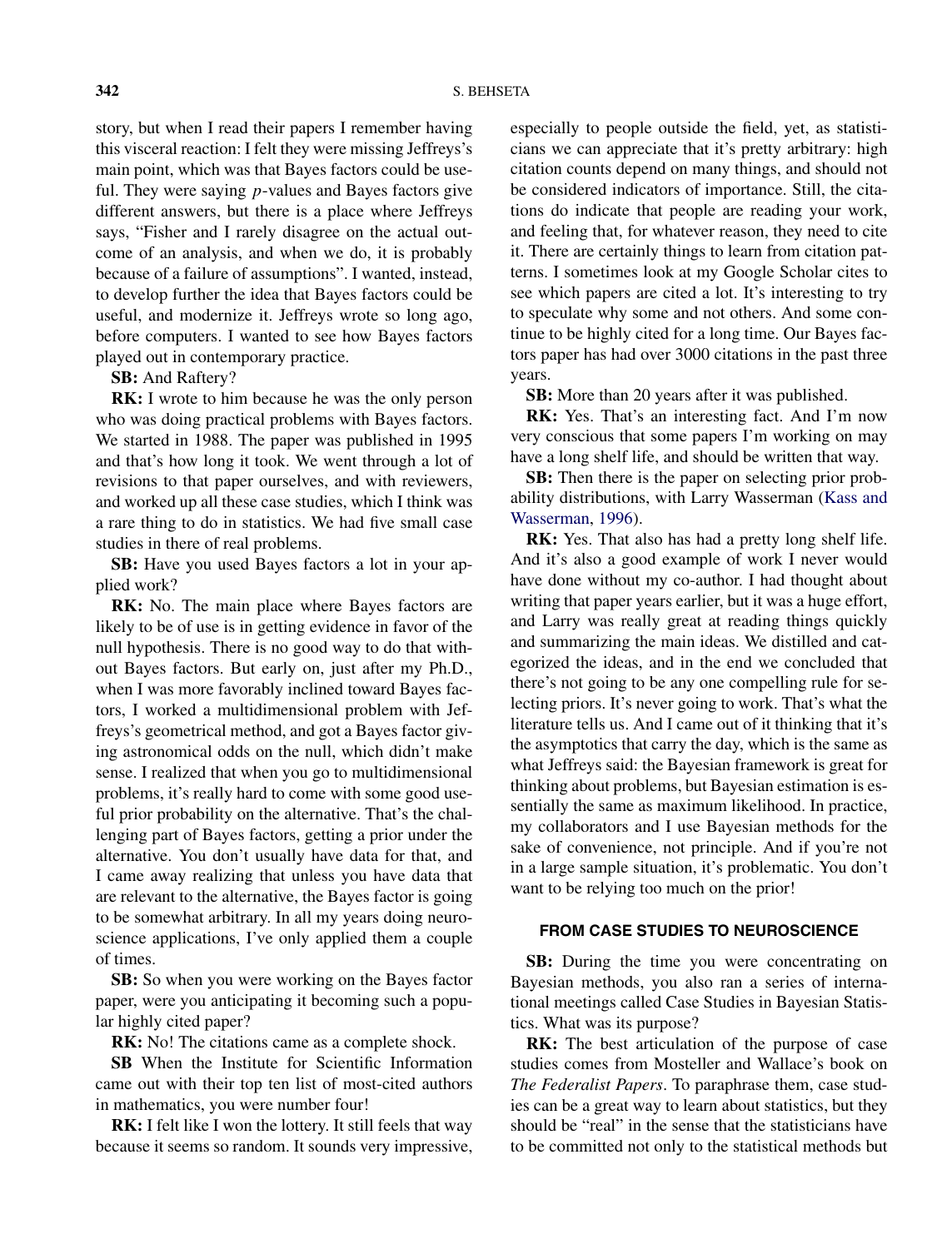story, but when I read their papers I remember having this visceral reaction: I felt they were missing Jeffreys's main point, which was that Bayes factors could be useful. They were saying $p$-values and Bayes factors give different answers, but there is a place where Jeffreys says, "Fisher and I rarely disagree on the actual outcome of an analysis, and when we do, it is probably because of a failure of assumptions". I wanted, instead, to develop further the idea that Bayes factors could be useful, and modernize it. Jeffreys wrote so long ago, before computers. I wanted to see how Bayes factors played out in contemporary practice.

**SB:** And Raftery?

**RK:** I wrote to him because he was the only person who was doing practical problems with Bayes factors. We started in 1988. The paper was published in 1995 and that's how long it took. We went through a lot of revisions to that paper ourselves, and with reviewers, and worked up all these case studies, which I think was a rare thing to do in statistics. We had five small case studies in there of real problems.

**SB:** Have you used Bayes factors a lot in your applied work?

**RK:** No. The main place where Bayes factors are likely to be of use is in getting evidence in favor of the null hypothesis. There is no good way to do that without Bayes factors. But early on, just after my Ph.D., when I was more favorably inclined toward Bayes factors, I worked a multidimensional problem with Jeffreys's geometrical method, and got a Bayes factor giving astronomical odds on the null, which didn't make sense. I realized that when you go to multidimensional problems, it's really hard to come with some good useful prior probability on the alternative. That's the challenging part of Bayes factors, getting a prior under the alternative. You don't usually have data for that, and I came away realizing that unless you have data that are relevant to the alternative, the Bayes factor is going to be somewhat arbitrary. In all my years doing neuroscience applications, I've only applied them a couple of times.

**SB:** So when you were working on the Bayes factor paper, were you anticipating it becoming such a popular highly cited paper?

**RK:** No! The citations came as a complete shock.

**SB** When the Institute for Scientific Information came out with their top ten list of most-cited authors in mathematics, you were number four!

**RK:** I felt like I won the lottery. It still feels that way because it seems so random. It sounds very impressive, especially to people outside the field, yet, as statisticians we can appreciate that it's pretty arbitrary: high citation counts depend on many things, and should not be considered indicators of importance. Still, the citations do indicate that people are reading your work, and feeling that, for whatever reason, they need to cite it. There are certainly things to learn from citation patterns. I sometimes look at my Google Scholar cites to see which papers are cited a lot. It's interesting to try to speculate why some and not others. And some continue to be highly cited for a long time. Our Bayes factors paper has had over 3000 citations in the past three years.

**SB:** More than 20 years after it was published.

**RK:** Yes. That's an interesting fact. And I'm now very conscious that some papers I'm working on may have a long shelf life, and should be written that way.

**SB:** Then there is the paper on selecting prior probability distributions, with Larry Wasserman (Kass and Wasserman, 1996).

**RK:** Yes. That also has had a pretty long shelf life. And it's also a good example of work I never would have done without my co-author. I had thought about writing that paper years earlier, but it was a huge effort, and Larry was really great at reading things quickly and summarizing the main ideas. We distilled and categorized the ideas, and in the end we concluded that there's not going to be any one compelling rule for selecting priors. It's never going to work. That's what the literature tells us. And I came out of it thinking that it's the asymptotics that carry the day, which is the same as what Jeffreys said: the Bayesian framework is great for thinking about problems, but Bayesian estimation is essentially the same as maximum likelihood. In practice, my collaborators and I use Bayesian methods for the sake of convenience, not principle. And if you're not in a large sample situation, it's problematic. You don't want to be relying too much on the prior!

## FROM CASE STUDIES TO NEUROSCIENCE

**SB:** During the time you were concentrating on Bayesian methods, you also ran a series of international meetings called Case Studies in Bayesian Statistics. What was its purpose?

**RK:** The best articulation of the purpose of case studies comes from Mosteller and Wallace's book on *The Federalist Papers*. To paraphrase them, case studies can be a great way to learn about statistics, but they should be "real" in the sense that the statisticians have to be committed not only to the statistical methods but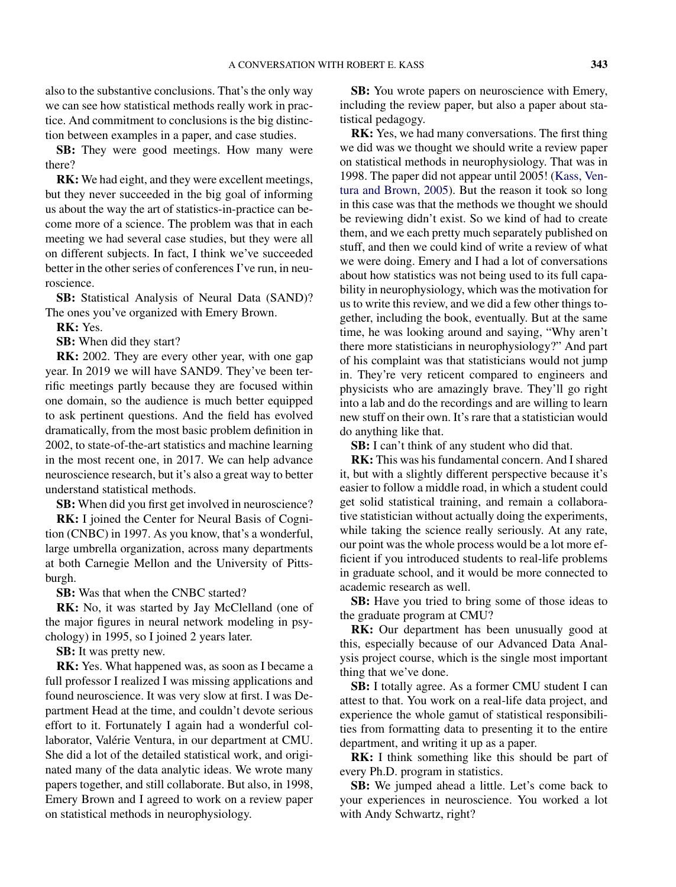also to the substantive conclusions. That's the only way we can see how statistical methods really work in practice. And commitment to conclusions is the big distinction between examples in a paper, and case studies.

**SB:** They were good meetings. How many were there?

**RK:** We had eight, and they were excellent meetings, but they never succeeded in the big goal of informing us about the way the art of statistics-in-practice can become more of a science. The problem was that in each meeting we had several case studies, but they were all on different subjects. In fact, I think we've succeeded better in the other series of conferences I've run, in neuroscience.

**SB:** Statistical Analysis of Neural Data (SAND)? The ones you've organized with Emery Brown.

**RK:** Yes.

**SB:** When did they start?

**RK:** 2002. They are every other year, with one gap year. In 2019 we will have SAND9. They've been terrific meetings partly because they are focused within one domain, so the audience is much better equipped to ask pertinent questions. And the field has evolved dramatically, from the most basic problem definition in 2002, to state-of-the-art statistics and machine learning in the most recent one, in 2017. We can help advance neuroscience research, but it's also a great way to better understand statistical methods.

**SB:** When did you first get involved in neuroscience?

**RK:** I joined the Center for Neural Basis of Cognition (CNBC) in 1997. As you know, that's a wonderful, large umbrella organization, across many departments at both Carnegie Mellon and the University of Pittsburgh.

**SB:** Was that when the CNBC started?

**RK:** No, it was started by Jay McClelland (one of the major figures in neural network modeling in psychology) in 1995, so I joined 2 years later.

**SB:** It was pretty new.

**RK:** Yes. What happened was, as soon as I became a full professor I realized I was missing applications and found neuroscience. It was very slow at first. I was Department Head at the time, and couldn't devote serious effort to it. Fortunately I again had a wonderful collaborator, Valérie Ventura, in our department at CMU. She did a lot of the detailed statistical work, and originated many of the data analytic ideas. We wrote many papers together, and still collaborate. But also, in 1998, Emery Brown and I agreed to work on a review paper on statistical methods in neurophysiology.

**SB:** You wrote papers on neuroscience with Emery, including the review paper, but also a paper about statistical pedagogy.

**RK:** Yes, we had many conversations. The first thing we did was we thought we should write a review paper on statistical methods in neurophysiology. That was in 1998. The paper did not appear until 2005! (Kass, Ventura and Brown, 2005). But the reason it took so long in this case was that the methods we thought we should be reviewing didn't exist. So we kind of had to create them, and we each pretty much separately published on stuff, and then we could kind of write a review of what we were doing. Emery and I had a lot of conversations about how statistics was not being used to its full capability in neurophysiology, which was the motivation for us to write this review, and we did a few other things together, including the book, eventually. But at the same time, he was looking around and saying, "Why aren't there more statisticians in neurophysiology?" And part of his complaint was that statisticians would not jump in. They're very reticent compared to engineers and physicists who are amazingly brave. They'll go right into a lab and do the recordings and are willing to learn new stuff on their own. It's rare that a statistician would do anything like that.

**SB:** I can't think of any student who did that.

**RK:** This was his fundamental concern. And I shared it, but with a slightly different perspective because it's easier to follow a middle road, in which a student could get solid statistical training, and remain a collaborative statistician without actually doing the experiments, while taking the science really seriously. At any rate, our point was the whole process would be a lot more efficient if you introduced students to real-life problems in graduate school, and it would be more connected to academic research as well.

**SB:** Have you tried to bring some of those ideas to the graduate program at CMU?

**RK:** Our department has been unusually good at this, especially because of our Advanced Data Analysis project course, which is the single most important thing that we've done.

**SB:** I totally agree. As a former CMU student I can attest to that. You work on a real-life data project, and experience the whole gamut of statistical responsibilities from formatting data to presenting it to the entire department, and writing it up as a paper.

**RK:** I think something like this should be part of every Ph.D. program in statistics.

**SB:** We jumped ahead a little. Let's come back to your experiences in neuroscience. You worked a lot with Andy Schwartz, right?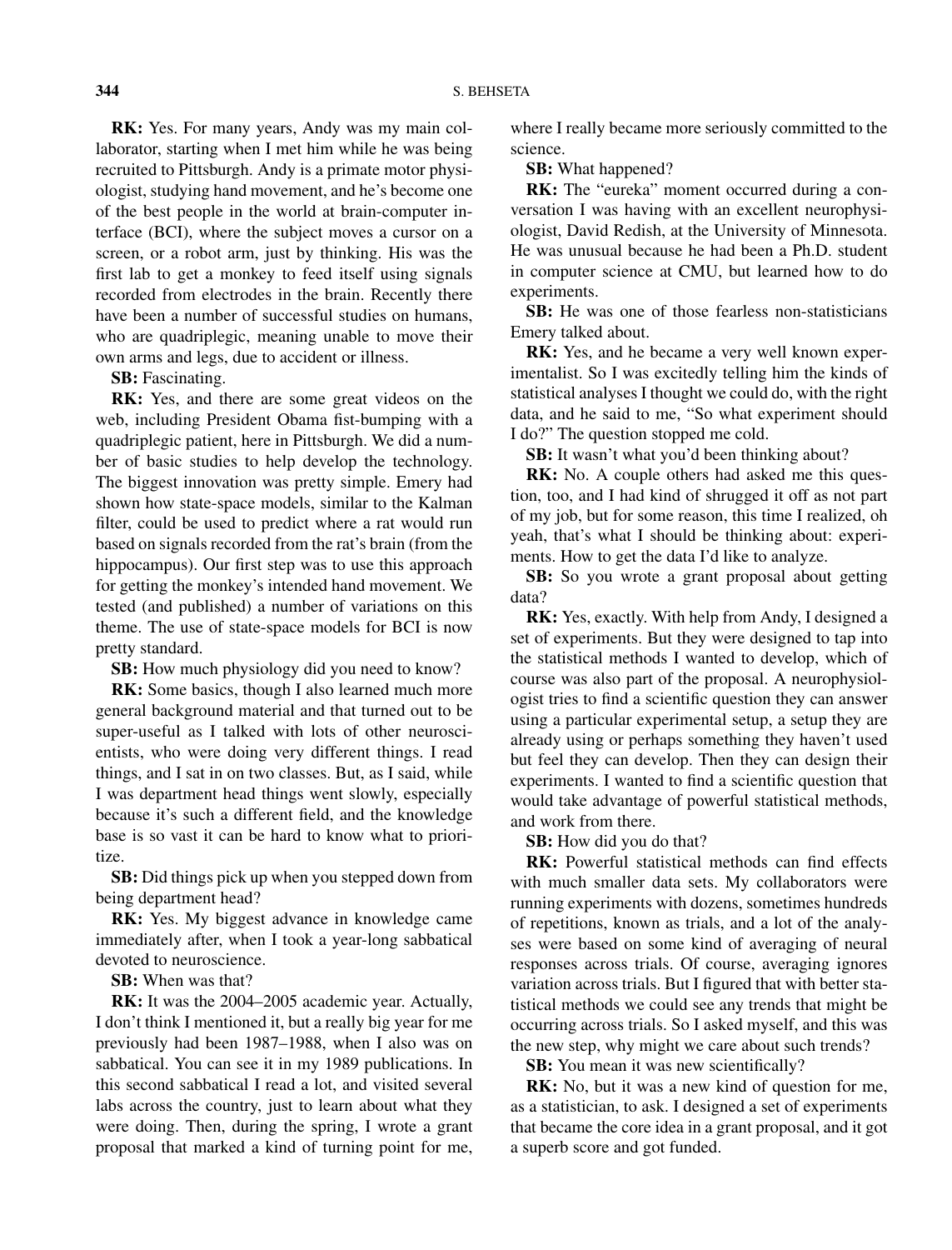**RK:** Yes. For many years, Andy was my main collaborator, starting when I met him while he was being recruited to Pittsburgh. Andy is a primate motor physiologist, studying hand movement, and he's become one of the best people in the world at brain-computer interface (BCI), where the subject moves a cursor on a screen, or a robot arm, just by thinking. His was the first lab to get a monkey to feed itself using signals recorded from electrodes in the brain. Recently there have been a number of successful studies on humans, who are quadriplegic, meaning unable to move their own arms and legs, due to accident or illness.

**SB:** Fascinating.

**RK:** Yes, and there are some great videos on the web, including President Obama fist-bumping with a quadriplegic patient, here in Pittsburgh. We did a number of basic studies to help develop the technology. The biggest innovation was pretty simple. Emery had shown how state-space models, similar to the Kalman filter, could be used to predict where a rat would run based on signals recorded from the rat's brain (from the hippocampus). Our first step was to use this approach for getting the monkey's intended hand movement. We tested (and published) a number of variations on this theme. The use of state-space models for BCI is now pretty standard.

**SB:** How much physiology did you need to know?

**RK:** Some basics, though I also learned much more general background material and that turned out to be super-useful as I talked with lots of other neuroscientists, who were doing very different things. I read things, and I sat in on two classes. But, as I said, while I was department head things went slowly, especially because it's such a different field, and the knowledge base is so vast it can be hard to know what to prioritize.

**SB:** Did things pick up when you stepped down from being department head?

**RK:** Yes. My biggest advance in knowledge came immediately after, when I took a year-long sabbatical devoted to neuroscience.

**SB:** When was that?

**RK:** It was the 2004–2005 academic year. Actually, I don't think I mentioned it, but a really big year for me previously had been 1987–1988, when I also was on sabbatical. You can see it in my 1989 publications. In this second sabbatical I read a lot, and visited several labs across the country, just to learn about what they were doing. Then, during the spring, I wrote a grant proposal that marked a kind of turning point for me, where I really became more seriously committed to the science.

**SB:** What happened?

**RK:** The "eureka" moment occurred during a conversation I was having with an excellent neurophysiologist, David Redish, at the University of Minnesota. He was unusual because he had been a Ph.D. student in computer science at CMU, but learned how to do experiments.

**SB:** He was one of those fearless non-statisticians Emery talked about.

**RK:** Yes, and he became a very well known experimentalist. So I was excitedly telling him the kinds of statistical analyses I thought we could do, with the right data, and he said to me, "So what experiment should I do?" The question stopped me cold.

**SB:** It wasn't what you'd been thinking about?

**RK:** No. A couple others had asked me this question, too, and I had kind of shrugged it off as not part of my job, but for some reason, this time I realized, oh yeah, that's what I should be thinking about: experiments. How to get the data I'd like to analyze.

**SB:** So you wrote a grant proposal about getting data?

**RK:** Yes, exactly. With help from Andy, I designed a set of experiments. But they were designed to tap into the statistical methods I wanted to develop, which of course was also part of the proposal. A neurophysiologist tries to find a scientific question they can answer using a particular experimental setup, a setup they are already using or perhaps something they haven't used but feel they can develop. Then they can design their experiments. I wanted to find a scientific question that would take advantage of powerful statistical methods, and work from there.

**SB:** How did you do that?

**RK:** Powerful statistical methods can find effects with much smaller data sets. My collaborators were running experiments with dozens, sometimes hundreds of repetitions, known as trials, and a lot of the analyses were based on some kind of averaging of neural responses across trials. Of course, averaging ignores variation across trials. But I figured that with better statistical methods we could see any trends that might be occurring across trials. So I asked myself, and this was the new step, why might we care about such trends?

**SB:** You mean it was new scientifically?

**RK:** No, but it was a new kind of question for me, as a statistician, to ask. I designed a set of experiments that became the core idea in a grant proposal, and it got a superb score and got funded.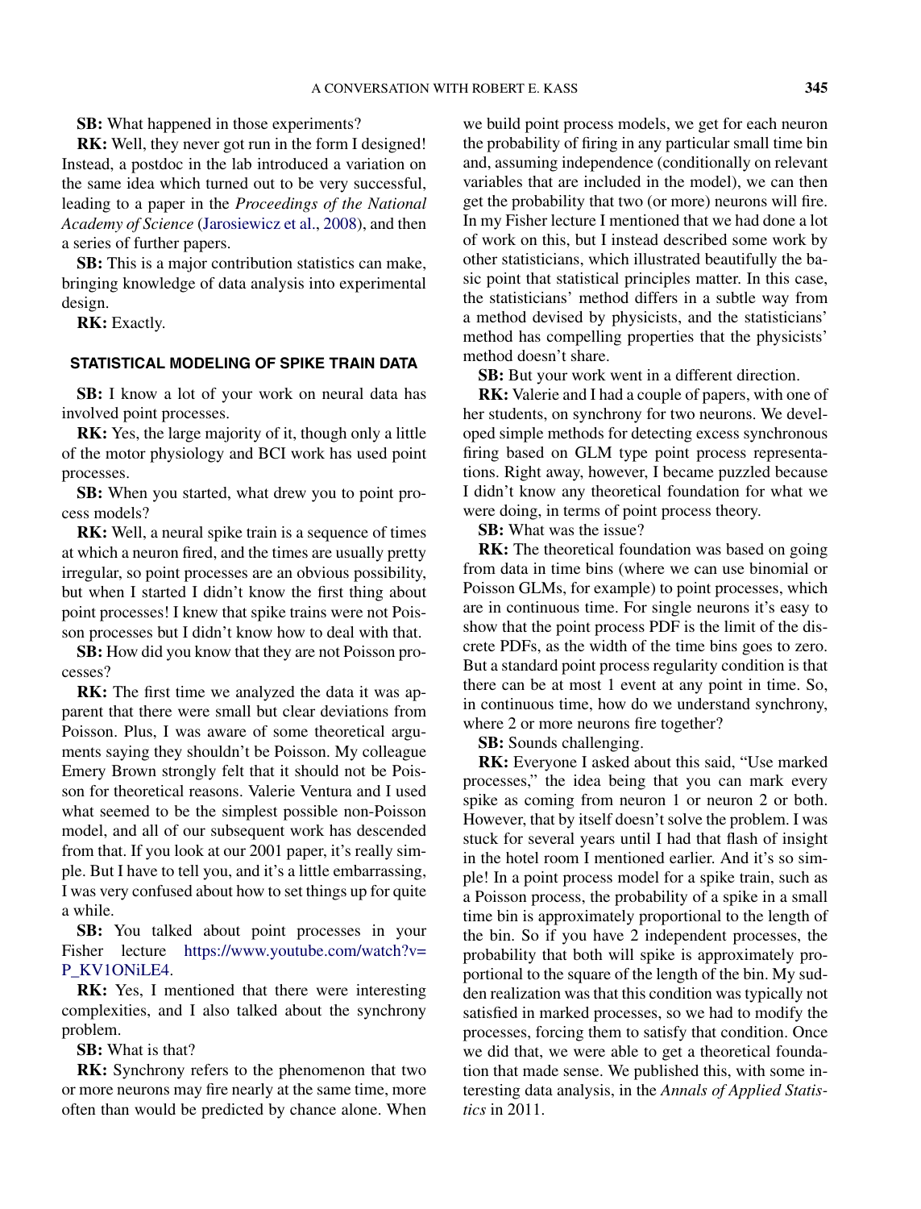**SB:** What happened in those experiments?

**RK:** Well, they never got run in the form I designed! Instead, a postdoc in the lab introduced a variation on the same idea which turned out to be very successful, leading to a paper in the *Proceedings of the National Academy of Science* (Jarosiewicz et al., 2008), and then a series of further papers.

**SB:** This is a major contribution statistics can make, bringing knowledge of data analysis into experimental design.

**RK:** Exactly.

## STATISTICAL MODELING OF SPIKE TRAIN DATA

**SB:** I know a lot of your work on neural data has involved point processes.

**RK:** Yes, the large majority of it, though only a little of the motor physiology and BCI work has used point processes.

**SB:** When you started, what drew you to point process models?

**RK:** Well, a neural spike train is a sequence of times at which a neuron fired, and the times are usually pretty irregular, so point processes are an obvious possibility, but when I started I didn't know the first thing about point processes! I knew that spike trains were not Poisson processes but I didn't know how to deal with that.

**SB:** How did you know that they are not Poisson processes?

**RK:** The first time we analyzed the data it was apparent that there were small but clear deviations from Poisson. Plus, I was aware of some theoretical arguments saying they shouldn't be Poisson. My colleague Emery Brown strongly felt that it should not be Poisson for theoretical reasons. Valerie Ventura and I used what seemed to be the simplest possible non-Poisson model, and all of our subsequent work has descended from that. If you look at our 2001 paper, it's really simple. But I have to tell you, and it's a little embarrassing, I was very confused about how to set things up for quite a while.

**SB:** You talked about point processes in your Fisher lecture https://www.youtube.com/watch?v=P_KV1ONiLE4.

**RK:** Yes, I mentioned that there were interesting complexities, and I also talked about the synchrony problem.

**SB:** What is that?

**RK:** Synchrony refers to the phenomenon that two or more neurons may fire nearly at the same time, more often than would be predicted by chance alone. When we build point process models, we get for each neuron the probability of firing in any particular small time bin and, assuming independence (conditionally on relevant variables that are included in the model), we can then get the probability that two (or more) neurons will fire. In my Fisher lecture I mentioned that we had done a lot of work on this, but I instead described some work by other statisticians, which illustrated beautifully the basic point that statistical principles matter. In this case, the statisticians' method differs in a subtle way from a method devised by physicists, and the statisticians' method has compelling properties that the physicists' method doesn't share.

**SB:** But your work went in a different direction.

**RK:** Valerie and I had a couple of papers, with one of her students, on synchrony for two neurons. We developed simple methods for detecting excess synchronous firing based on GLM type point process representations. Right away, however, I became puzzled because I didn't know any theoretical foundation for what we were doing, in terms of point process theory.

**SB:** What was the issue?

**RK:** The theoretical foundation was based on going from data in time bins (where we can use binomial or Poisson GLMs, for example) to point processes, which are in continuous time. For single neurons it's easy to show that the point process PDF is the limit of the discrete PDFs, as the width of the time bins goes to zero. But a standard point process regularity condition is that there can be at most 1 event at any point in time. So, in continuous time, how do we understand synchrony, where 2 or more neurons fire together?

**SB:** Sounds challenging.

**RK:** Everyone I asked about this said, "Use marked processes," the idea being that you can mark every spike as coming from neuron 1 or neuron 2 or both. However, that by itself doesn't solve the problem. I was stuck for several years until I had that flash of insight in the hotel room I mentioned earlier. And it's so simple! In a point process model for a spike train, such as a Poisson process, the probability of a spike in a small time bin is approximately proportional to the length of the bin. So if you have 2 independent processes, the probability that both will spike is approximately proportional to the square of the length of the bin. My sudden realization was that this condition was typically not satisfied in marked processes, so we had to modify the processes, forcing them to satisfy that condition. Once we did that, we were able to get a theoretical foundation that made sense. We published this, with some interesting data analysis, in the *Annals of Applied Statistics* in 2011.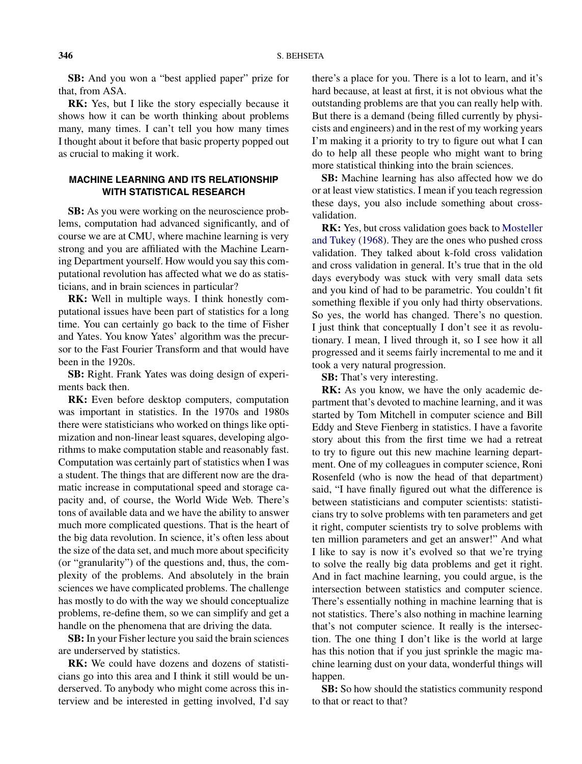**SB:** And you won a "best applied paper" prize for that, from ASA.

**RK:** Yes, but I like the story especially because it shows how it can be worth thinking about problems many, many times. I can't tell you how many times I thought about it before that basic property popped out as crucial to making it work.

## MACHINE LEARNING AND ITS RELATIONSHIP WITH STATISTICAL RESEARCH

**SB:** As you were working on the neuroscience problems, computation had advanced significantly, and of course we are at CMU, where machine learning is very strong and you are affiliated with the Machine Learning Department yourself. How would you say this computational revolution has affected what we do as statisticians, and in brain sciences in particular?

**RK:** Well in multiple ways. I think honestly computational issues have been part of statistics for a long time. You can certainly go back to the time of Fisher and Yates. You know Yates' algorithm was the precursor to the Fast Fourier Transform and that would have been in the 1920s.

**SB:** Right. Frank Yates was doing design of experiments back then.

**RK:** Even before desktop computers, computation was important in statistics. In the 1970s and 1980s there were statisticians who worked on things like optimization and non-linear least squares, developing algorithms to make computation stable and reasonably fast. Computation was certainly part of statistics when I was a student. The things that are different now are the dramatic increase in computational speed and storage capacity and, of course, the World Wide Web. There's tons of available data and we have the ability to answer much more complicated questions. That is the heart of the big data revolution. In science, it's often less about the size of the data set, and much more about specificity (or "granularity") of the questions and, thus, the complexity of the problems. And absolutely in the brain sciences we have complicated problems. The challenge has mostly to do with the way we should conceptualize problems, re-define them, so we can simplify and get a handle on the phenomena that are driving the data.

**SB:** In your Fisher lecture you said the brain sciences are underserved by statistics.

**RK:** We could have dozens and dozens of statisticians go into this area and I think it still would be underserved. To anybody who might come across this interview and be interested in getting involved, I'd say there's a place for you. There is a lot to learn, and it's hard because, at least at first, it is not obvious what the outstanding problems are that you can really help with. But there is a demand (being filled currently by physicists and engineers) and in the rest of my working years I'm making it a priority to try to figure out what I can do to help all these people who might want to bring more statistical thinking into the brain sciences.

**SB:** Machine learning has also affected how we do or at least view statistics. I mean if you teach regression these days, you also include something about cross-validation.

**RK:** Yes, but cross validation goes back to Mosteller and Tukey (1968). They are the ones who pushed cross validation. They talked about k-fold cross validation and cross validation in general. It's true that in the old days everybody was stuck with very small data sets and you kind of had to be parametric. You couldn't fit something flexible if you only had thirty observations. So yes, the world has changed. There's no question. I just think that conceptually I don't see it as revolutionary. I mean, I lived through it, so I see how it all progressed and it seems fairly incremental to me and it took a very natural progression.

**SB:** That's very interesting.

**RK:** As you know, we have the only academic department that's devoted to machine learning, and it was started by Tom Mitchell in computer science and Bill Eddy and Steve Fienberg in statistics. I have a favorite story about this from the first time we had a retreat to try to figure out this new machine learning department. One of my colleagues in computer science, Roni Rosenfeld (who is now the head of that department) said, "I have finally figured out what the difference is between statisticians and computer scientists: statisticians try to solve problems with ten parameters and get it right, computer scientists try to solve problems with ten million parameters and get an answer!" And what I like to say is now it's evolved so that we're trying to solve the really big data problems and get it right. And in fact machine learning, you could argue, is the intersection between statistics and computer science. There's essentially nothing in machine learning that is not statistics. There's also nothing in machine learning that's not computer science. It really is the intersection. The one thing I don't like is the world at large has this notion that if you just sprinkle the magic machine learning dust on your data, wonderful things will happen.

**SB:** So how should the statistics community respond to that or react to that?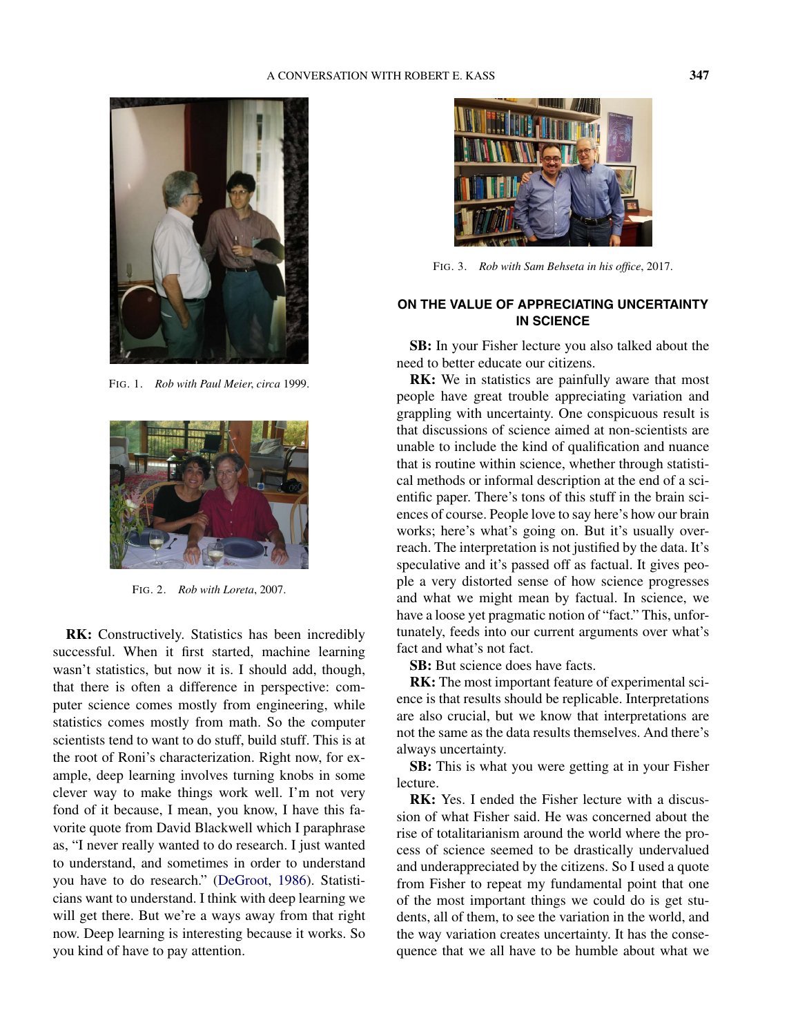FIG. 1. *Rob with Paul Meier, circa* 1999.

FIG. 2. *Rob with Loreta*, 2007.

**RK:** Constructively. Statistics has been incredibly successful. When it first started, machine learning wasn't statistics, but now it is. I should add, though, that there is often a difference in perspective: computer science comes mostly from engineering, while statistics comes mostly from math. So the computer scientists tend to want to do stuff, build stuff. This is at the root of Roni's characterization. Right now, for example, deep learning involves turning knobs in some clever way to make things work well. I'm not very fond of it because, I mean, you know, I have this favorite quote from David Blackwell which I paraphrase as, "I never really wanted to do research. I just wanted to understand, and sometimes in order to understand you have to do research." (DeGroot, 1986). Statisticians want to understand. I think with deep learning we will get there. But we're a ways away from that right now. Deep learning is interesting because it works. So you kind of have to pay attention.

FIG. 3. *Rob with Sam Behseta in his office*, 2017.

## ON THE VALUE OF APPRECIATING UNCERTAINTY IN SCIENCE

**SB:** In your Fisher lecture you also talked about the need to better educate our citizens.

**RK:** We in statistics are painfully aware that most people have great trouble appreciating variation and grappling with uncertainty. One conspicuous result is that discussions of science aimed at non-scientists are unable to include the kind of qualification and nuance that is routine within science, whether through statistical methods or informal description at the end of a scientific paper. There's tons of this stuff in the brain sciences of course. People love to say here's how our brain works; here's what's going on. But it's usually overreach. The interpretation is not justified by the data. It's speculative and it's passed off as factual. It gives people a very distorted sense of how science progresses and what we might mean by factual. In science, we have a loose yet pragmatic notion of "fact." This, unfortunately, feeds into our current arguments over what's fact and what's not fact.

**SB:** But science does have facts.

**RK:** The most important feature of experimental science is that results should be replicable. Interpretations are also crucial, but we know that interpretations are not the same as the data results themselves. And there's always uncertainty.

**SB:** This is what you were getting at in your Fisher lecture.

**RK:** Yes. I ended the Fisher lecture with a discussion of what Fisher said. He was concerned about the rise of totalitarianism around the world where the process of science seemed to be drastically undervalued and underappreciated by the citizens. So I used a quote from Fisher to repeat my fundamental point that one of the most important things we could do is get students, all of them, to see the variation in the world, and the way variation creates uncertainty. It has the consequence that we all have to be humble about what we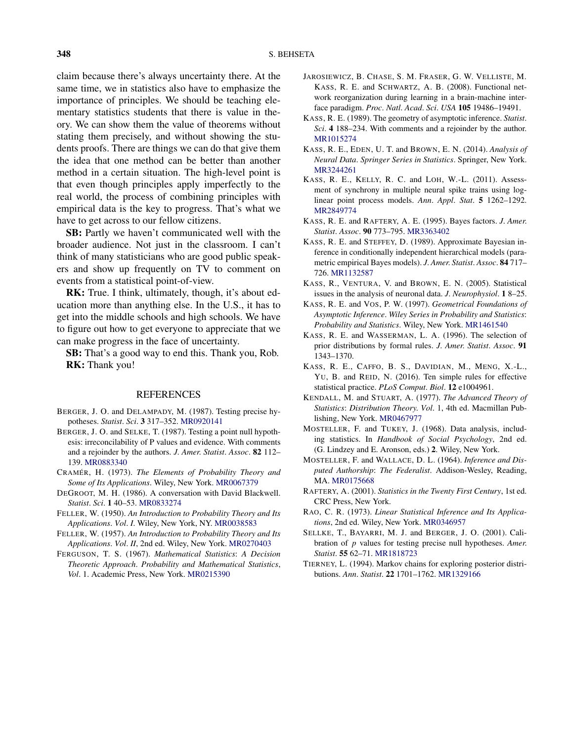claim because there's always uncertainty there. At the same time, we in statistics also have to emphasize the importance of principles. We should be teaching elementary statistics students that there is value in theory. We can show them the value of theorems without stating them precisely, and without showing the students proofs. There are things we can do that give them the idea that one method can be better than another method in a certain situation. The high-level point is that even though principles apply imperfectly to the real world, the process of combining principles with empirical data is the key to progress. That's what we have to get across to our fellow citizens.

**SB:** Partly we haven't communicated well with the broader audience. Not just in the classroom. I can't think of many statisticians who are good public speakers and show up frequently on TV to comment on events from a statistical point-of-view.

**RK:** True. I think, ultimately, though, it's about education more than anything else. In the U.S., it has to get into the middle schools and high schools. We have to figure out how to get everyone to appreciate that we can make progress in the face of uncertainty.

**SB:** That's a good way to end this. Thank you, Rob.

**RK:** Thank you!

## REFERENCES

BERGER, J. O. and DELAMPADY, M. (1987). Testing precise hypotheses. *Statist. Sci.* **3** 317–352. MR0920141

BERGER, J. O. and SELKE, T. (1987). Testing a point null hypothesis: irreconcilability of P values and evidence. With comments and a rejoinder by the authors. *J. Amer. Statist. Assoc.* **82** 112–139. MR0883340

CRAMÉR, H. (1973). *The Elements of Probability Theory and Some of Its Applications*. Wiley, New York. MR0067379

DEGROOT, M. H. (1986). A conversation with David Blackwell. *Statist. Sci.* **1** 40–53. MR0833274

FELLER, W. (1950). *An Introduction to Probability Theory and Its Applications. Vol. I*. Wiley, New York, NY. MR0038583

FELLER, W. (1957). *An Introduction to Probability Theory and Its Applications. Vol. II*, 2nd ed. Wiley, New York. MR0270403

FERGUSON, T. S. (1967). *Mathematical Statistics: A Decision Theoretic Approach. Probability and Mathematical Statistics, Vol.* 1. Academic Press, New York. MR0215390

JAROSIEWICZ, B. CHASE, S. M. FRASER, G. W. VELLISTE, M. KASS, R. E. and SCHWARTZ, A. B. (2008). Functional network reorganization during learning in a brain-machine interface paradigm. *Proc. Natl. Acad. Sci. USA* **105** 19486–19491.

KASS, R. E. (1989). The geometry of asymptotic inference. *Statist. Sci.* **4** 188–234. With comments and a rejoinder by the author. MR1015274

KASS, R. E., EDEN, U. T. and BROWN, E. N. (2014). *Analysis of Neural Data. Springer Series in Statistics*. Springer, New York. MR3244261

KASS, R. E., KELLY, R. C. and LOH, W.-L. (2011). Assessment of synchrony in multiple neural spike trains using loglinear point process models. *Ann. Appl. Stat.* **5** 1262–1292. MR2849774

KASS, R. E. and RAFTERY, A. E. (1995). Bayes factors. *J. Amer. Statist. Assoc.* **90** 773–795. MR3363402

KASS, R. E. and STEFFEY, D. (1989). Approximate Bayesian inference in conditionally independent hierarchical models (parametric empirical Bayes models). *J. Amer. Statist. Assoc.* **84** 717–726. MR1132587

KASS, R., VENTURA, V. and BROWN, E. N. (2005). Statistical issues in the analysis of neuronal data. *J. Neurophysiol.* **1** 8–25.

KASS, R. E. and VOS, P. W. (1997). *Geometrical Foundations of Asymptotic Inference. Wiley Series in Probability and Statistics: Probability and Statistics*. Wiley, New York. MR1461540

KASS, R. E. and WASSERMAN, L. A. (1996). The selection of prior distributions by formal rules. *J. Amer. Statist. Assoc.* **91** 1343–1370.

KASS, R. E., CAFFO, B. S., DAVIDIAN, M., MENG, X.-L., YU, B. and REID, N. (2016). Ten simple rules for effective statistical practice. *PLoS Comput. Biol.* **12** e1004961.

KENDALL, M. and STUART, A. (1977). *The Advanced Theory of Statistics: Distribution Theory. Vol.* 1, 4th ed. Macmillan Publishing, New York. MR0467977

MOSTELLER, F. and TUKEY, J. (1968). Data analysis, including statistics. In *Handbook of Social Psychology*, 2nd ed. (G. Lindzey and E. Aronson, eds.) **2**. Wiley, New York.

MOSTELLER, F. and WALLACE, D. L. (1964). *Inference and Disputed Authorship: The Federalist*. Addison-Wesley, Reading, MA. MR0175668

RAFTERY, A. (2001). *Statistics in the Twenty First Century*, 1st ed. CRC Press, New York.

RAO, C. R. (1973). *Linear Statistical Inference and Its Applications*, 2nd ed. Wiley, New York. MR0346957

SELLKE, T., BAYARRI, M. J. and BERGER, J. O. (2001). Calibration of $p$ values for testing precise null hypotheses. *Amer. Statist.* **55** 62–71. MR1818723

TIERNEY, L. (1994). Markov chains for exploring posterior distributions. *Ann. Statist.* **22** 1701–1762. MR1329166